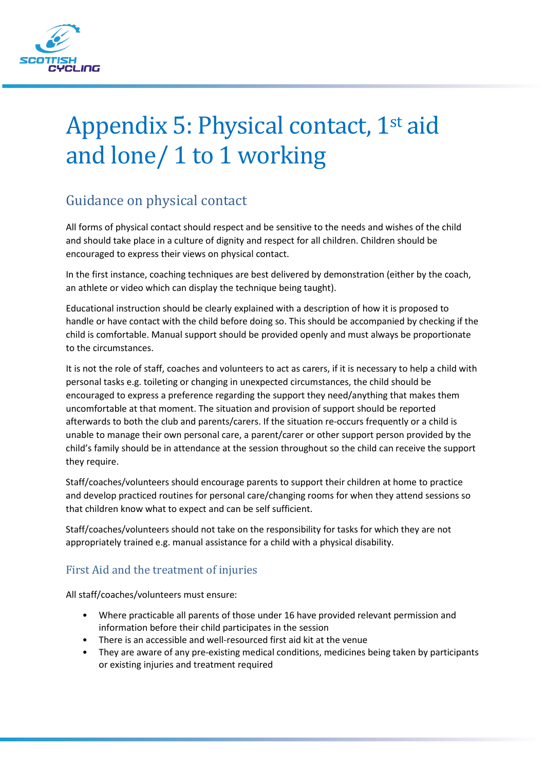# Appendix 5: Physical contact, 1st aid and lone/ 1 to 1 working

## Guidance on physical contact

All forms of physical contact should respect and be sensitive to the needs and wishes of the child and should take place in a culture of dignity and respect for all children. Children should be encouraged to express their views on physical contact.

In the first instance, coaching techniques are best delivered by demonstration (either by the coach, an athlete or video which can display the technique being taught).

Educational instruction should be clearly explained with a description of how it is proposed to handle or have contact with the child before doing so. This should be accompanied by checking if the child is comfortable. Manual support should be provided openly and must always be proportionate to the circumstances.

It is not the role of staff, coaches and volunteers to act as carers, if it is necessary to help a child with personal tasks e.g. toileting or changing in unexpected circumstances, the child should be encouraged to express a preference regarding the support they need/anything that makes them uncomfortable at that moment. The situation and provision of support should be reported afterwards to both the club and parents/carers. If the situation re-occurs frequently or a child is unable to manage their own personal care, a parent/carer or other support person provided by the child's family should be in attendance at the session throughout so the child can receive the support they require.

Staff/coaches/volunteers should encourage parents to support their children at home to practice and develop practiced routines for personal care/changing rooms for when they attend sessions so that children know what to expect and can be self sufficient.

Staff/coaches/volunteers should not take on the responsibility for tasks for which they are not appropriately trained e.g. manual assistance for a child with a physical disability.

### First Aid and the treatment of injuries

All staff/coaches/volunteers must ensure:

- Where practicable all parents of those under 16 have provided relevant permission and information before their child participates in the session
- There is an accessible and well-resourced first aid kit at the venue
- They are aware of any pre-existing medical conditions, medicines being taken by participants or existing injuries and treatment required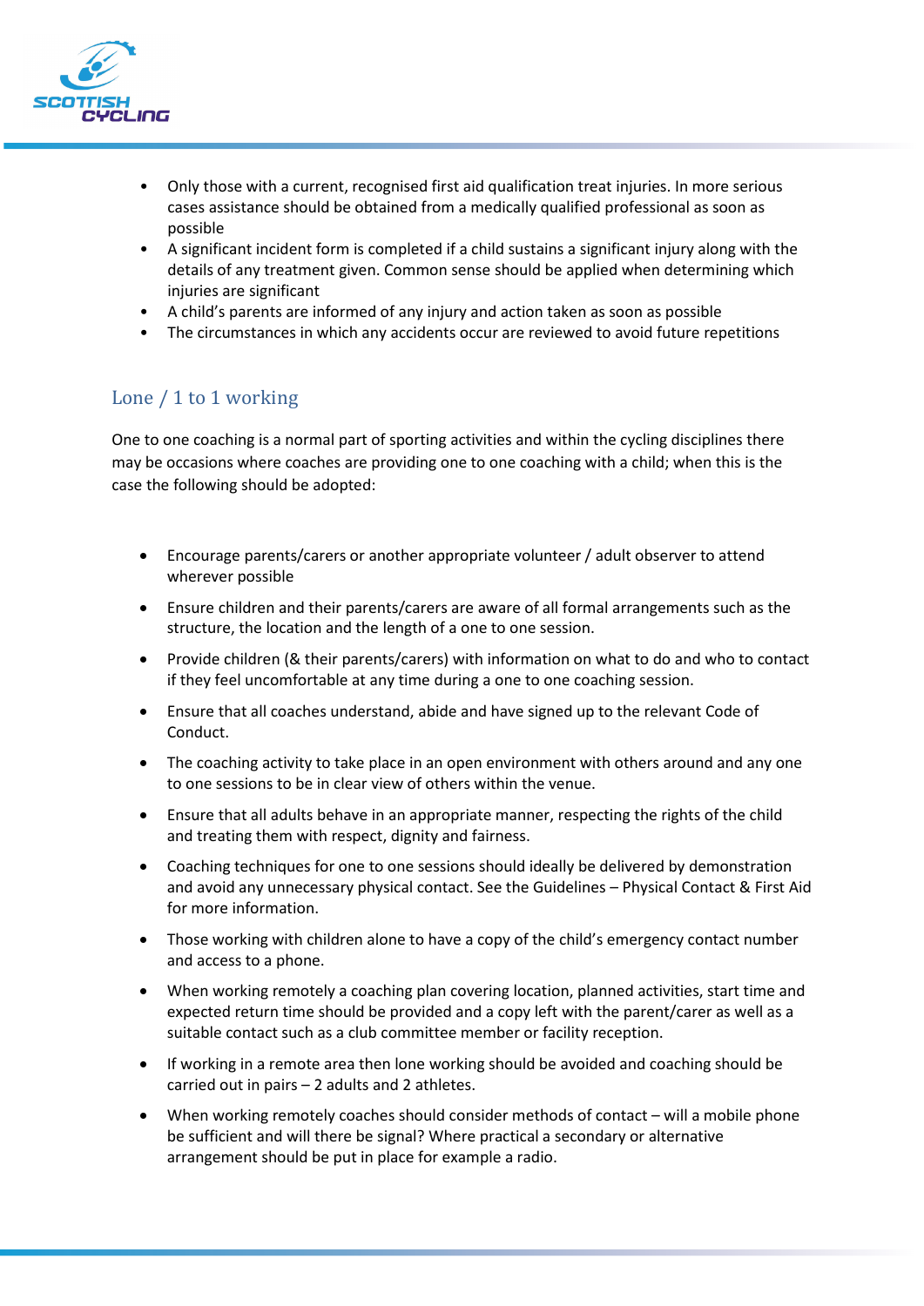- Only those with a current, recognised first aid qualification treat injuries. In more serious cases assistance should be obtained from a medically qualified professional as soon as possible
- A significant incident form is completed if a child sustains a significant injury along with the details of any treatment given. Common sense should be applied when determining which injuries are significant
- A child's parents are informed of any injury and action taken as soon as possible
- The circumstances in which any accidents occur are reviewed to avoid future repetitions

## Lone / 1 to 1 working

One to one coaching is a normal part of sporting activities and within the cycling disciplines there may be occasions where coaches are providing one to one coaching with a child; when this is the case the following should be adopted:

- Encourage parents/carers or another appropriate volunteer / adult observer to attend wherever possible
- Ensure children and their parents/carers are aware of all formal arrangements such as the structure, the location and the length of a one to one session.
- Provide children (& their parents/carers) with information on what to do and who to contact if they feel uncomfortable at any time during a one to one coaching session.
- Ensure that all coaches understand, abide and have signed up to the relevant Code of Conduct.
- The coaching activity to take place in an open environment with others around and any one to one sessions to be in clear view of others within the venue.
- Ensure that all adults behave in an appropriate manner, respecting the rights of the child and treating them with respect, dignity and fairness.
- Coaching techniques for one to one sessions should ideally be delivered by demonstration and avoid any unnecessary physical contact. See the Guidelines – Physical Contact & First Aid for more information.
- Those working with children alone to have a copy of the child's emergency contact number and access to a phone.
- When working remotely a coaching plan covering location, planned activities, start time and expected return time should be provided and a copy left with the parent/carer as well as a suitable contact such as a club committee member or facility reception.
- If working in a remote area then lone working should be avoided and coaching should be carried out in pairs – 2 adults and 2 athletes.
- When working remotely coaches should consider methods of contact – will a mobile phone be sufficient and will there be signal? Where practical a secondary or alternative arrangement should be put in place for example a radio.